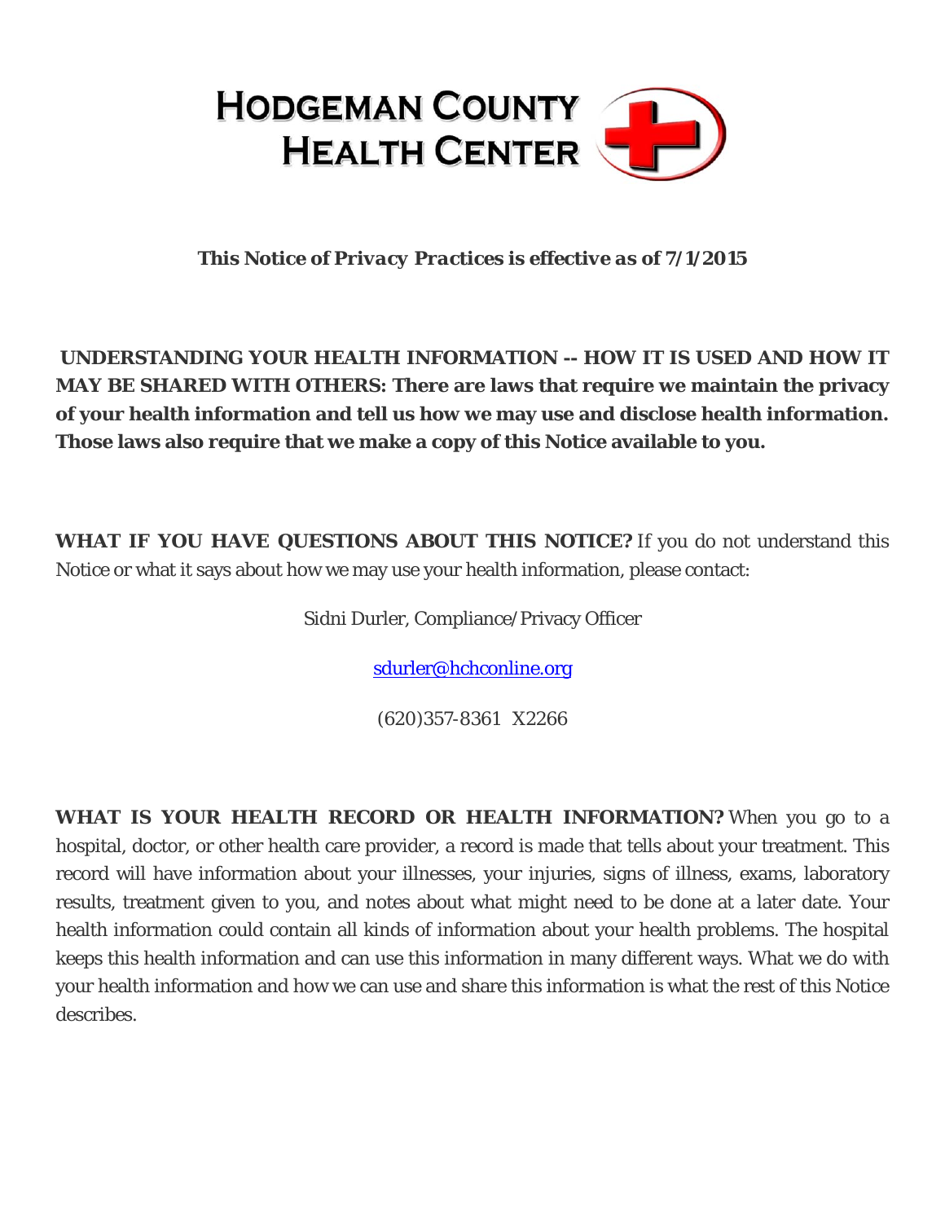# HODGEMAN COUNTY HEALTH CENTER

***This Notice of Privacy Practices is effective as of 7/1/2015***

**UNDERSTANDING YOUR HEALTH INFORMATION -- HOW IT IS USED AND HOW IT MAY BE SHARED WITH OTHERS: There are laws that require we maintain the privacy of your health information and tell us how we may use and disclose health information. Those laws also require that we make a copy of this Notice available to you.**

**WHAT IF YOU HAVE QUESTIONS ABOUT THIS NOTICE?** If you do not understand this Notice or what it says about how we may use your health information, please contact:

Sidni Durler, Compliance/Privacy Officer

sdurler@hchconline.org

(620)357-8361 X2266

**WHAT IS YOUR HEALTH RECORD OR HEALTH INFORMATION?** When you go to a hospital, doctor, or other health care provider, a record is made that tells about your treatment. This record will have information about your illnesses, your injuries, signs of illness, exams, laboratory results, treatment given to you, and notes about what might need to be done at a later date. Your health information could contain all kinds of information about your health problems. The hospital keeps this health information and can use this information in many different ways. What we do with your health information and how we can use and share this information is what the rest of this Notice describes.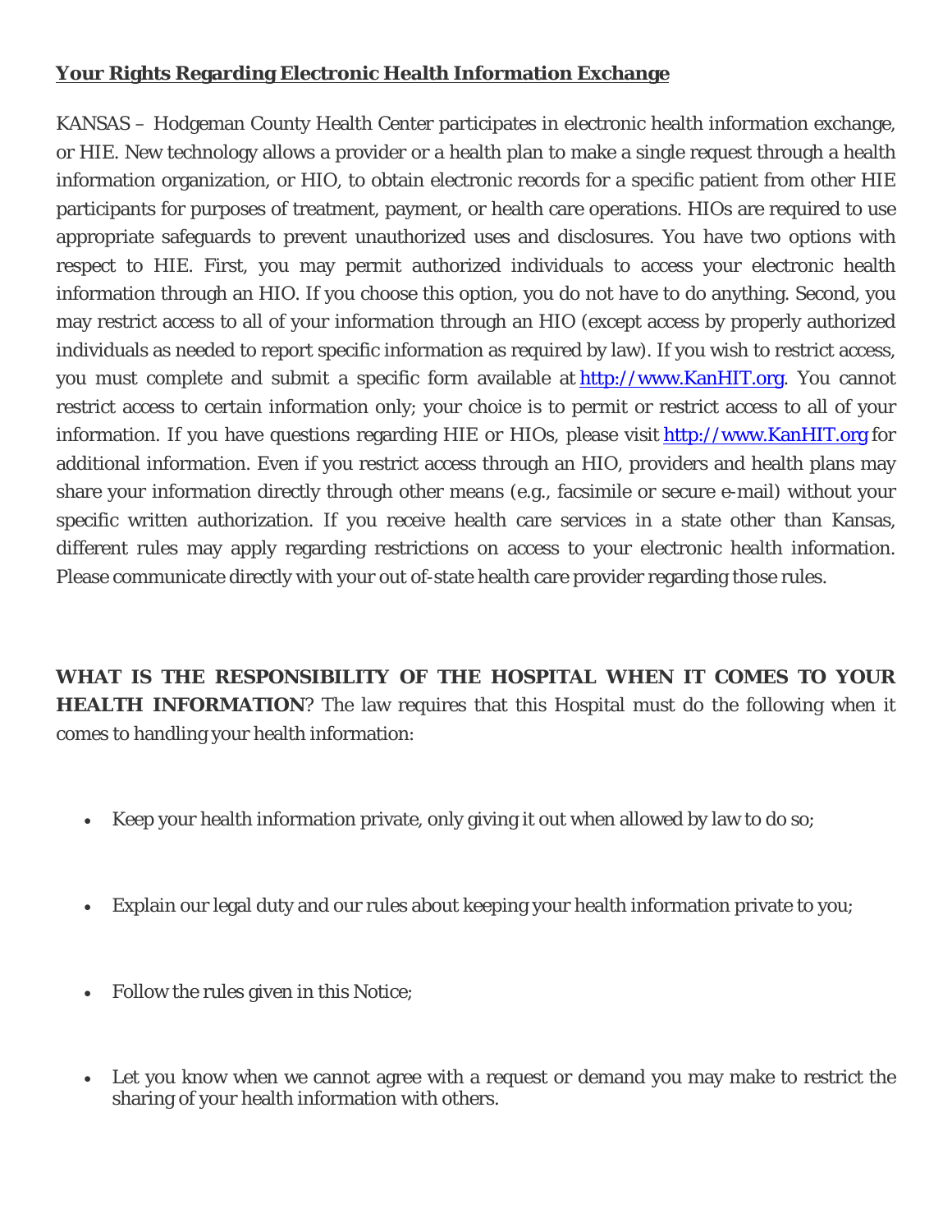**Your Rights Regarding Electronic Health Information Exchange**

KANSAS – Hodgeman County Health Center participates in electronic health information exchange, or HIE. New technology allows a provider or a health plan to make a single request through a health information organization, or HIO, to obtain electronic records for a specific patient from other HIE participants for purposes of treatment, payment, or health care operations. HIOs are required to use appropriate safeguards to prevent unauthorized uses and disclosures. You have two options with respect to HIE. First, you may permit authorized individuals to access your electronic health information through an HIO. If you choose this option, you do not have to do anything. Second, you may restrict access to all of your information through an HIO (except access by properly authorized individuals as needed to report specific information as required by law). If you wish to restrict access, you must complete and submit a specific form available at [http://www.KanHIT.org](http://www.KanHIT.org). You cannot restrict access to certain information only; your choice is to permit or restrict access to all of your information. If you have questions regarding HIE or HIOs, please visit [http://www.KanHIT.org](http://www.KanHIT.org) for additional information. Even if you restrict access through an HIO, providers and health plans may share your information directly through other means (e.g., facsimile or secure e-mail) without your specific written authorization. If you receive health care services in a state other than Kansas, different rules may apply regarding restrictions on access to your electronic health information. Please communicate directly with your out of-state health care provider regarding those rules.

**WHAT IS THE RESPONSIBILITY OF THE HOSPITAL WHEN IT COMES TO YOUR HEALTH INFORMATION**? The law requires that this Hospital must do the following when it comes to handling your health information:

- Keep your health information private, only giving it out when allowed by law to do so;
- Explain our legal duty and our rules about keeping your health information private to you;
- Follow the rules given in this Notice;
- Let you know when we cannot agree with a request or demand you may make to restrict the sharing of your health information with others.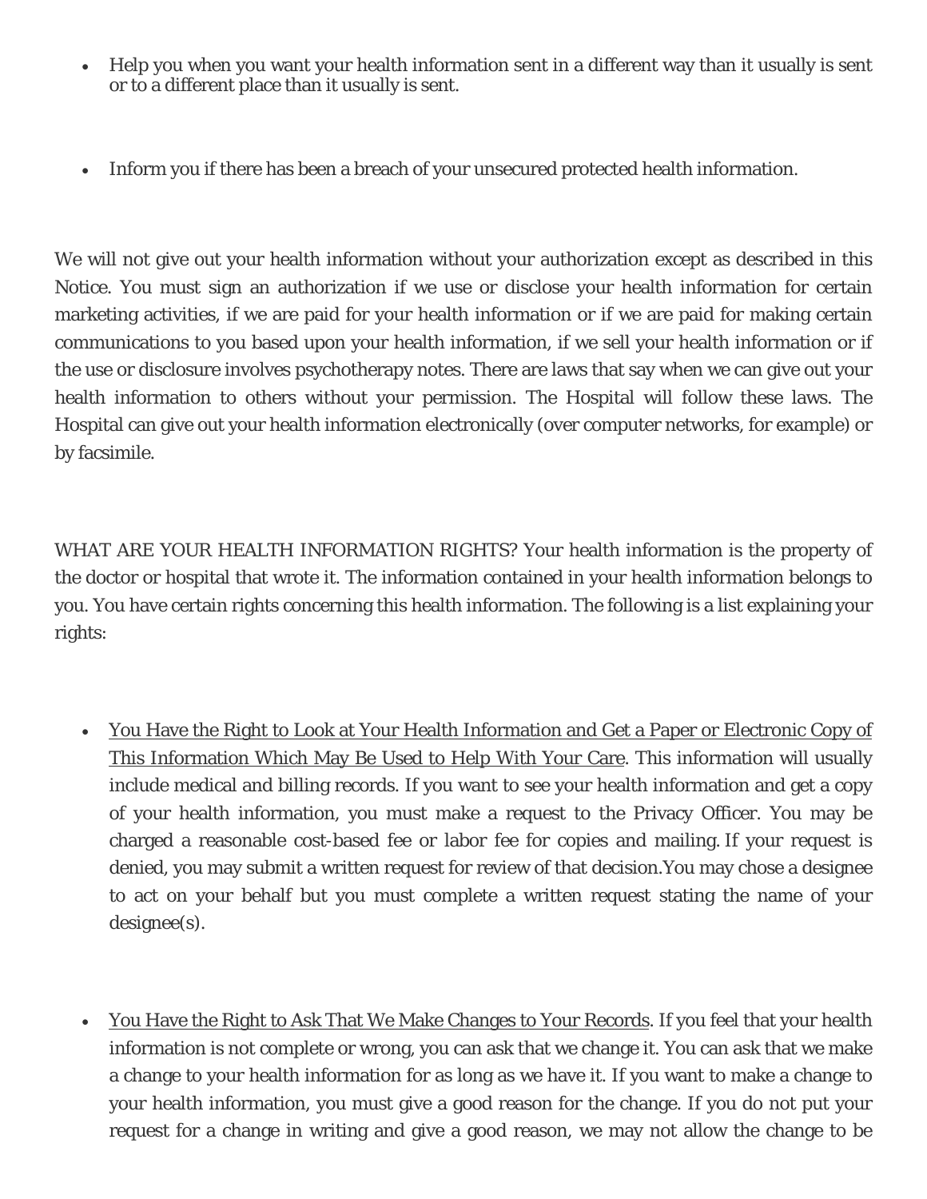- Help you when you want your health information sent in a different way than it usually is sent or to a different place than it usually is sent.

- Inform you if there has been a breach of your unsecured protected health information.

We will not give out your health information without your authorization except as described in this Notice. You must sign an authorization if we use or disclose your health information for certain marketing activities, if we are paid for your health information or if we are paid for making certain communications to you based upon your health information, if we sell your health information or if the use or disclosure involves psychotherapy notes. There are laws that say when we can give out your health information to others without your permission. The Hospital will follow these laws. The Hospital can give out your health information electronically (over computer networks, for example) or by facsimile.

WHAT ARE YOUR HEALTH INFORMATION RIGHTS? Your health information is the property of the doctor or hospital that wrote it. The information contained in your health information belongs to you. You have certain rights concerning this health information. The following is a list explaining your rights:

- <u>You Have the Right to Look at Your Health Information and Get a Paper or Electronic Copy of This Information Which May Be Used to Help With Your Care</u>. This information will usually include medical and billing records. If you want to see your health information and get a copy of your health information, you must make a request to the Privacy Officer. You may be charged a reasonable cost-based fee or labor fee for copies and mailing. If your request is denied, you may submit a written request for review of that decision.You may chose a designee to act on your behalf but you must complete a written request stating the name of your designee(s).

- <u>You Have the Right to Ask That We Make Changes to Your Records</u>. If you feel that your health information is not complete or wrong, you can ask that we change it. You can ask that we make a change to your health information for as long as we have it. If you want to make a change to your health information, you must give a good reason for the change. If you do not put your request for a change in writing and give a good reason, we may not allow the change to be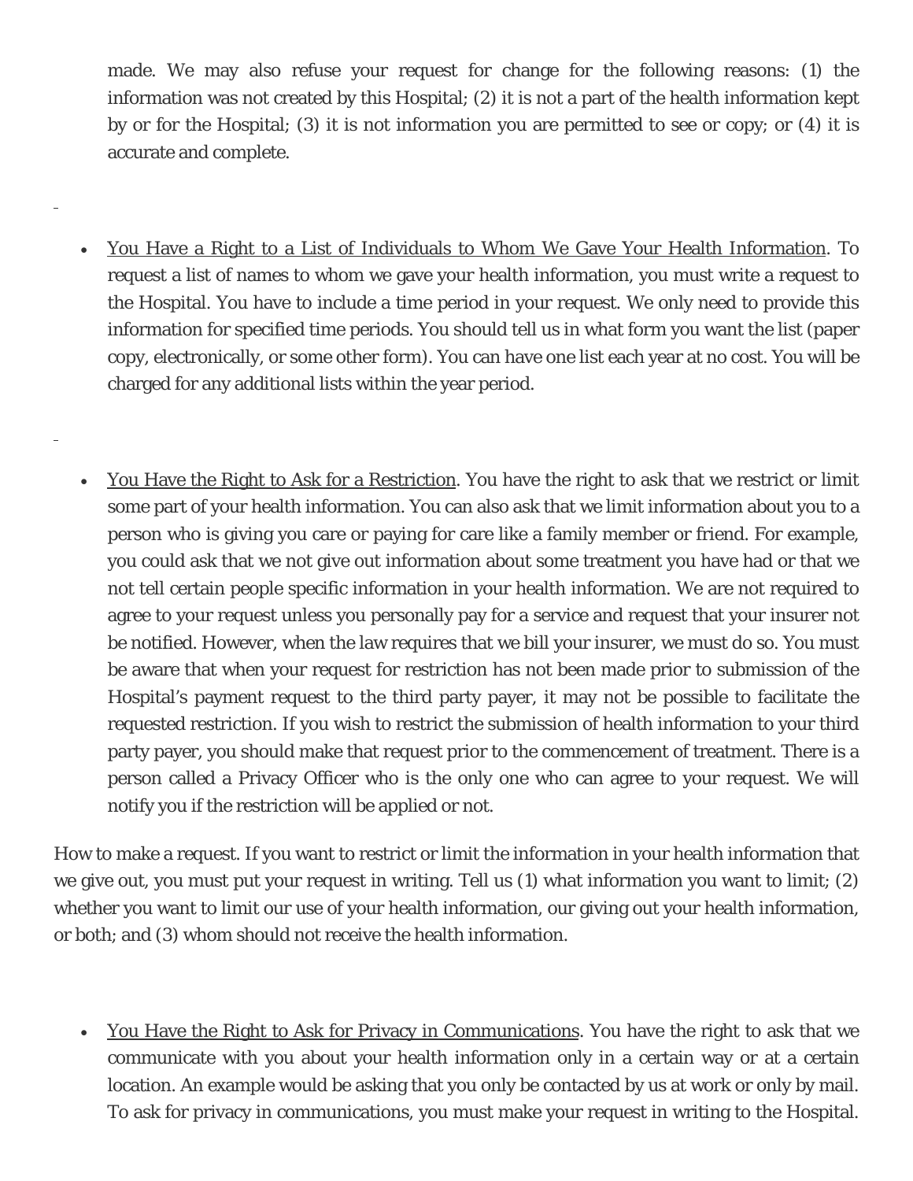made. We may also refuse your request for change for the following reasons: (1) the information was not created by this Hospital; (2) it is not a part of the health information kept by or for the Hospital; (3) it is not information you are permitted to see or copy; or (4) it is accurate and complete.

- You Have a Right to a List of Individuals to Whom We Gave Your Health Information. To request a list of names to whom we gave your health information, you must write a request to the Hospital. You have to include a time period in your request. We only need to provide this information for specified time periods. You should tell us in what form you want the list (paper copy, electronically, or some other form). You can have one list each year at no cost. You will be charged for any additional lists within the year period.

- You Have the Right to Ask for a Restriction. You have the right to ask that we restrict or limit some part of your health information. You can also ask that we limit information about you to a person who is giving you care or paying for care like a family member or friend. For example, you could ask that we not give out information about some treatment you have had or that we not tell certain people specific information in your health information. We are not required to agree to your request unless you personally pay for a service and request that your insurer not be notified. However, when the law requires that we bill your insurer, we must do so. You must be aware that when your request for restriction has not been made prior to submission of the Hospital's payment request to the third party payer, it may not be possible to facilitate the requested restriction. If you wish to restrict the submission of health information to your third party payer, you should make that request prior to the commencement of treatment. There is a person called a Privacy Officer who is the only one who can agree to your request. We will notify you if the restriction will be applied or not.

How to make a request. If you want to restrict or limit the information in your health information that we give out, you must put your request in writing. Tell us (1) what information you want to limit; (2) whether you want to limit our use of your health information, our giving out your health information, or both; and (3) whom should not receive the health information.

- You Have the Right to Ask for Privacy in Communications. You have the right to ask that we communicate with you about your health information only in a certain way or at a certain location. An example would be asking that you only be contacted by us at work or only by mail. To ask for privacy in communications, you must make your request in writing to the Hospital.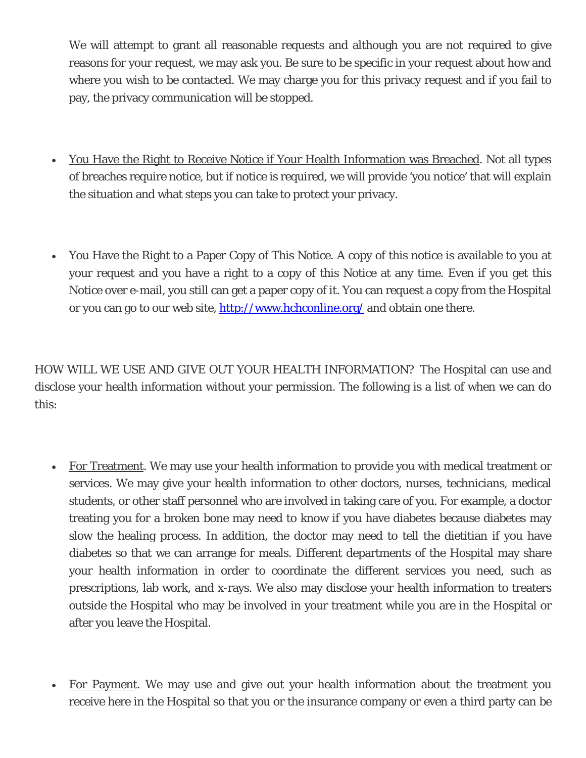We will attempt to grant all reasonable requests and although you are not required to give reasons for your request, we may ask you. Be sure to be specific in your request about how and where you wish to be contacted. We may charge you for this privacy request and if you fail to pay, the privacy communication will be stopped.

- You Have the Right to Receive Notice if Your Health Information was Breached. Not all types of breaches require notice, but if notice is required, we will provide 'you notice' that will explain the situation and what steps you can take to protect your privacy.

- You Have the Right to a Paper Copy of This Notice. A copy of this notice is available to you at your request and you have a right to a copy of this Notice at any time. Even if you get this Notice over e-mail, you still can get a paper copy of it. You can request a copy from the Hospital or you can go to our web site, [http://www.hchconline.org/](http://www.hchconline.org/) and obtain one there.

HOW WILL WE USE AND GIVE OUT YOUR HEALTH INFORMATION? The Hospital can use and disclose your health information without your permission. The following is a list of when we can do this:

- For Treatment. We may use your health information to provide you with medical treatment or services. We may give your health information to other doctors, nurses, technicians, medical students, or other staff personnel who are involved in taking care of you. For example, a doctor treating you for a broken bone may need to know if you have diabetes because diabetes may slow the healing process. In addition, the doctor may need to tell the dietitian if you have diabetes so that we can arrange for meals. Different departments of the Hospital may share your health information in order to coordinate the different services you need, such as prescriptions, lab work, and x-rays. We also may disclose your health information to treaters outside the Hospital who may be involved in your treatment while you are in the Hospital or after you leave the Hospital.

- For Payment. We may use and give out your health information about the treatment you receive here in the Hospital so that you or the insurance company or even a third party can be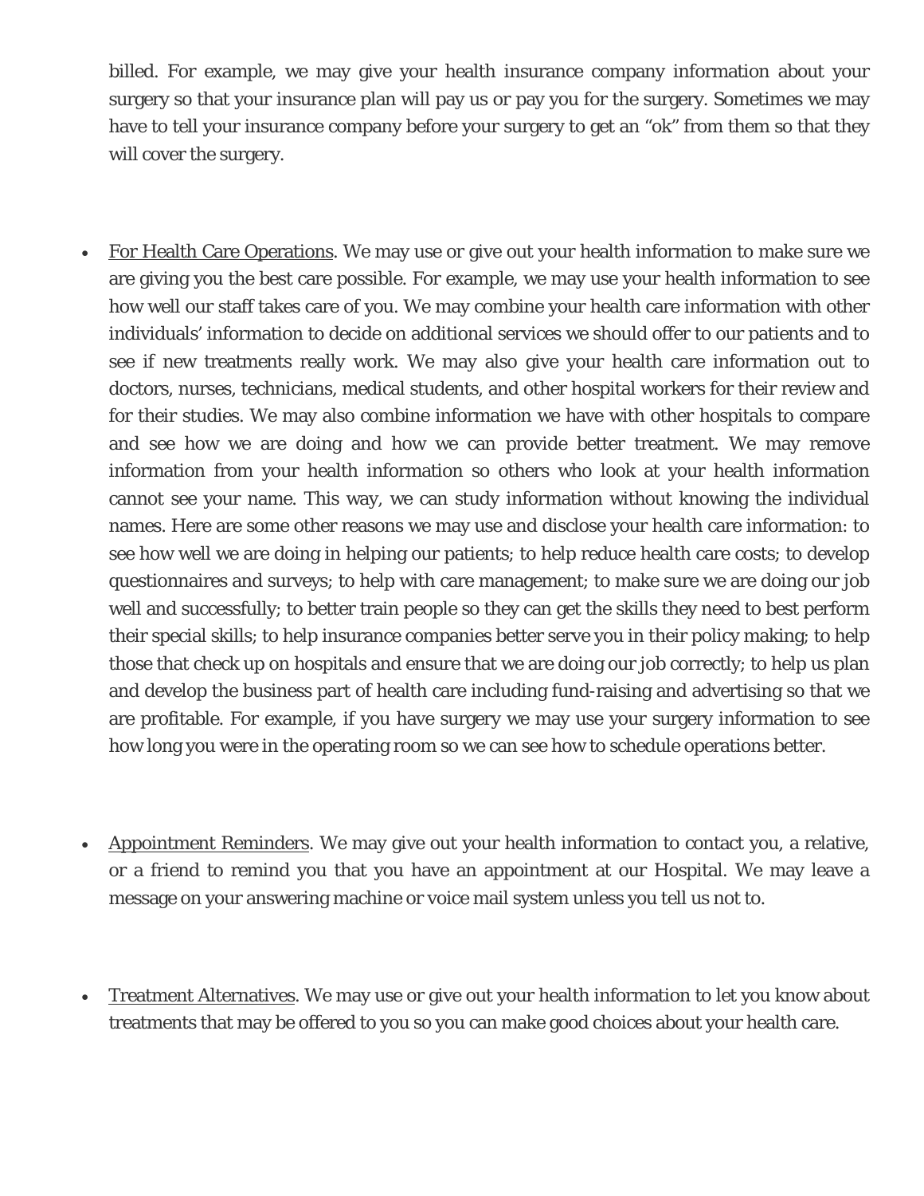billed. For example, we may give your health insurance company information about your surgery so that your insurance plan will pay us or pay you for the surgery. Sometimes we may have to tell your insurance company before your surgery to get an "ok" from them so that they will cover the surgery.

- <u>For Health Care Operations</u>. We may use or give out your health information to make sure we are giving you the best care possible. For example, we may use your health information to see how well our staff takes care of you. We may combine your health care information with other individuals' information to decide on additional services we should offer to our patients and to see if new treatments really work. We may also give your health care information out to doctors, nurses, technicians, medical students, and other hospital workers for their review and for their studies. We may also combine information we have with other hospitals to compare and see how we are doing and how we can provide better treatment. We may remove information from your health information so others who look at your health information cannot see your name. This way, we can study information without knowing the individual names. Here are some other reasons we may use and disclose your health care information: to see how well we are doing in helping our patients; to help reduce health care costs; to develop questionnaires and surveys; to help with care management; to make sure we are doing our job well and successfully; to better train people so they can get the skills they need to best perform their special skills; to help insurance companies better serve you in their policy making; to help those that check up on hospitals and ensure that we are doing our job correctly; to help us plan and develop the business part of health care including fund-raising and advertising so that we are profitable. For example, if you have surgery we may use your surgery information to see how long you were in the operating room so we can see how to schedule operations better.

- <u>Appointment Reminders</u>. We may give out your health information to contact you, a relative, or a friend to remind you that you have an appointment at our Hospital. We may leave a message on your answering machine or voice mail system unless you tell us not to.

- <u>Treatment Alternatives</u>. We may use or give out your health information to let you know about treatments that may be offered to you so you can make good choices about your health care.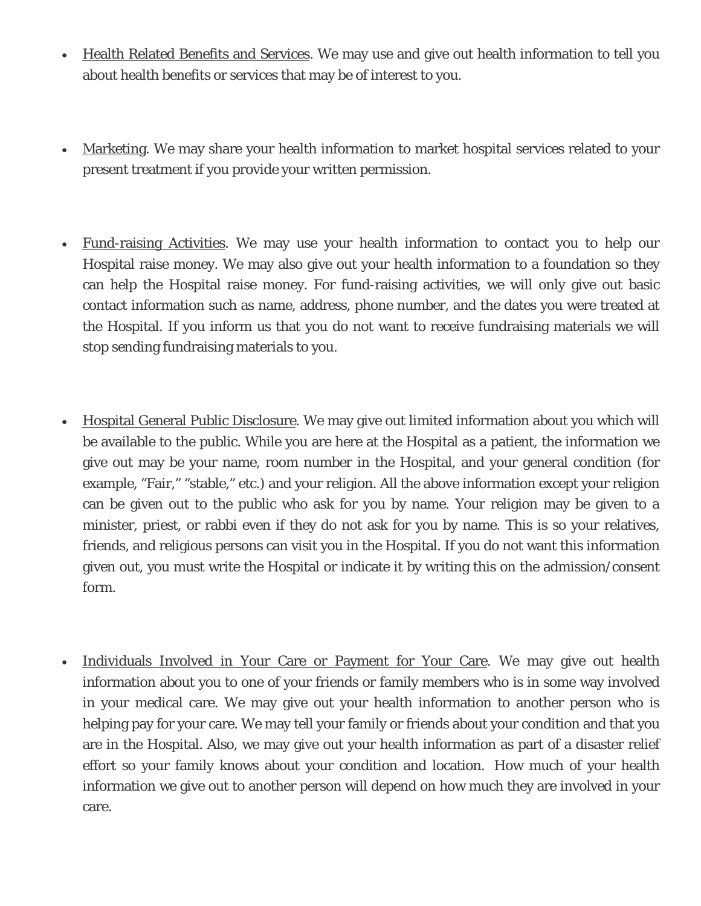- Health Related Benefits and Services. We may use and give out health information to tell you about health benefits or services that may be of interest to you.

- Marketing. We may share your health information to market hospital services related to your present treatment if you provide your written permission.

- Fund-raising Activities. We may use your health information to contact you to help our Hospital raise money. We may also give out your health information to a foundation so they can help the Hospital raise money. For fund-raising activities, we will only give out basic contact information such as name, address, phone number, and the dates you were treated at the Hospital. If you inform us that you do not want to receive fundraising materials we will stop sending fundraising materials to you.

- Hospital General Public Disclosure. We may give out limited information about you which will be available to the public. While you are here at the Hospital as a patient, the information we give out may be your name, room number in the Hospital, and your general condition (for example, "Fair," "stable," etc.) and your religion. All the above information except your religion can be given out to the public who ask for you by name. Your religion may be given to a minister, priest, or rabbi even if they do not ask for you by name. This is so your relatives, friends, and religious persons can visit you in the Hospital. If you do not want this information given out, you must write the Hospital or indicate it by writing this on the admission/consent form.

- Individuals Involved in Your Care or Payment for Your Care. We may give out health information about you to one of your friends or family members who is in some way involved in your medical care. We may give out your health information to another person who is helping pay for your care. We may tell your family or friends about your condition and that you are in the Hospital. Also, we may give out your health information as part of a disaster relief effort so your family knows about your condition and location. How much of your health information we give out to another person will depend on how much they are involved in your care.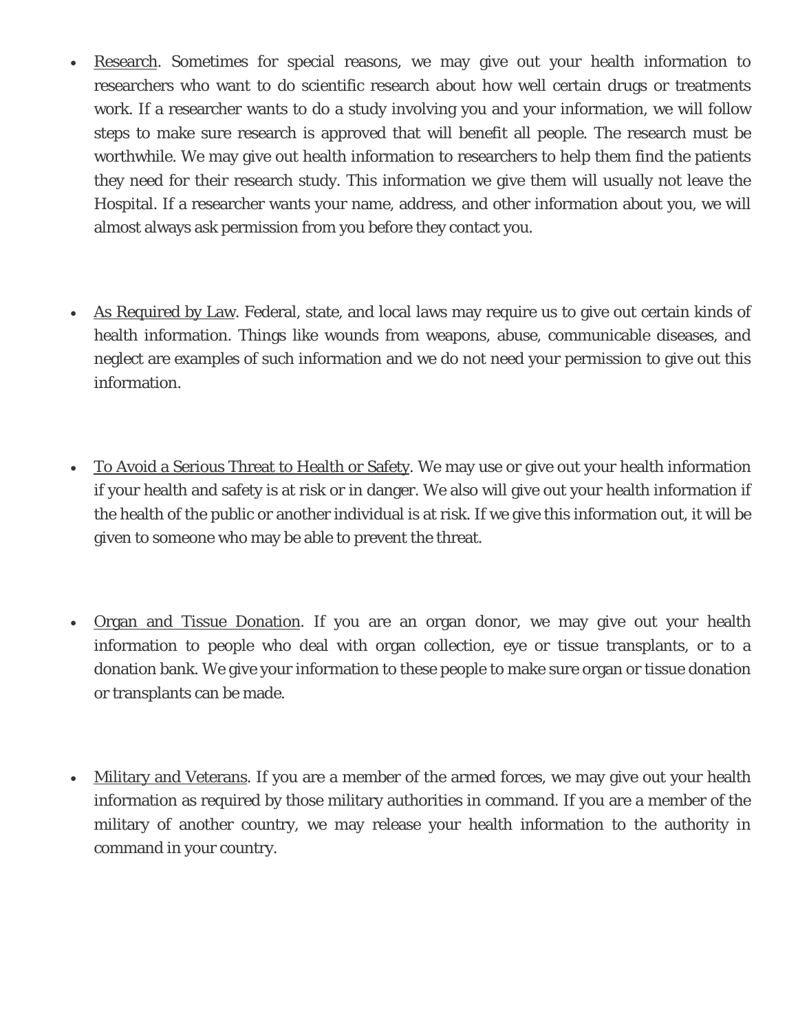- Research. Sometimes for special reasons, we may give out your health information to researchers who want to do scientific research about how well certain drugs or treatments work. If a researcher wants to do a study involving you and your information, we will follow steps to make sure research is approved that will benefit all people. The research must be worthwhile. We may give out health information to researchers to help them find the patients they need for their research study. This information we give them will usually not leave the Hospital. If a researcher wants your name, address, and other information about you, we will almost always ask permission from you before they contact you.

- As Required by Law. Federal, state, and local laws may require us to give out certain kinds of health information. Things like wounds from weapons, abuse, communicable diseases, and neglect are examples of such information and we do not need your permission to give out this information.

- To Avoid a Serious Threat to Health or Safety. We may use or give out your health information if your health and safety is at risk or in danger. We also will give out your health information if the health of the public or another individual is at risk. If we give this information out, it will be given to someone who may be able to prevent the threat.

- Organ and Tissue Donation. If you are an organ donor, we may give out your health information to people who deal with organ collection, eye or tissue transplants, or to a donation bank. We give your information to these people to make sure organ or tissue donation or transplants can be made.

- Military and Veterans. If you are a member of the armed forces, we may give out your health information as required by those military authorities in command. If you are a member of the military of another country, we may release your health information to the authority in command in your country.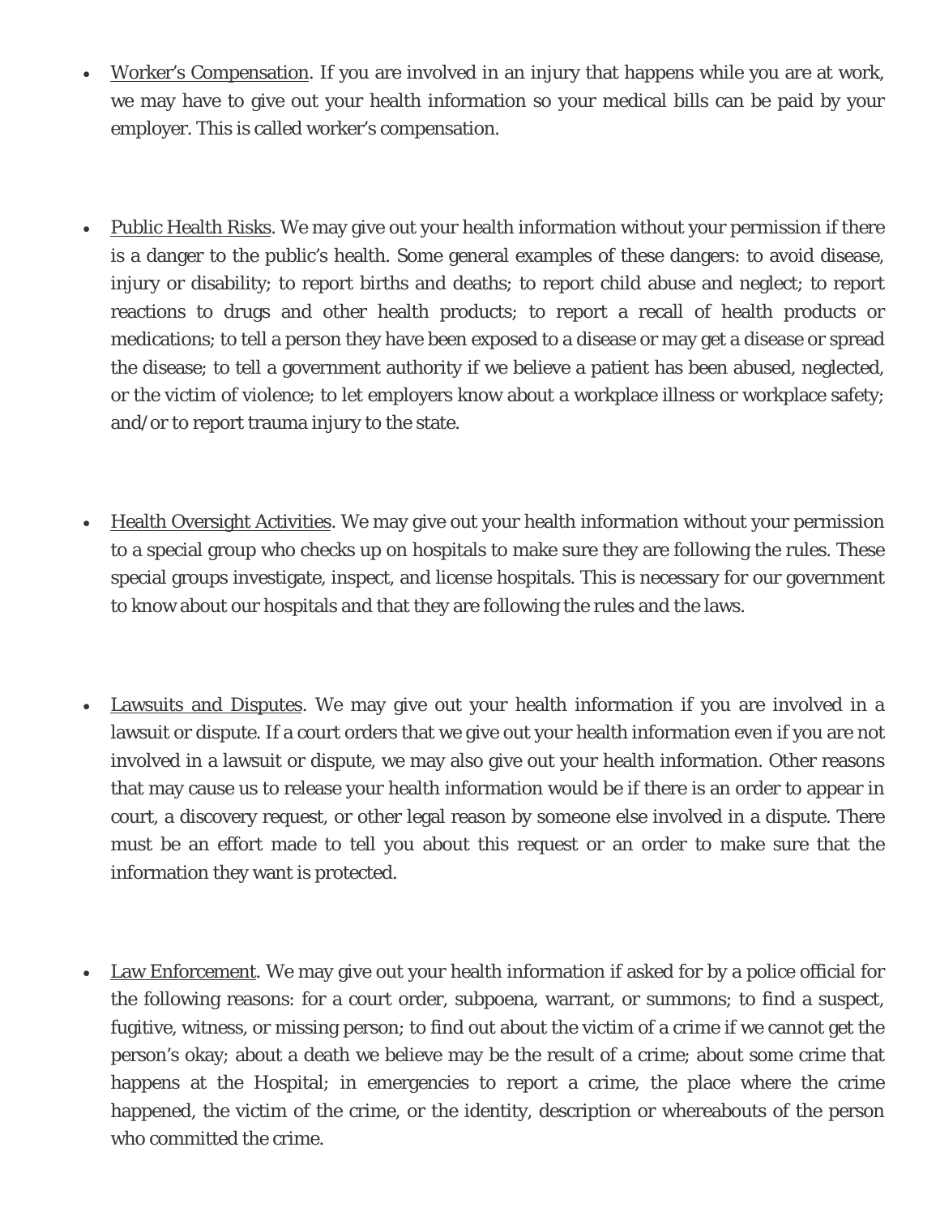- Worker's Compensation. If you are involved in an injury that happens while you are at work, we may have to give out your health information so your medical bills can be paid by your employer. This is called worker's compensation.

- Public Health Risks. We may give out your health information without your permission if there is a danger to the public's health. Some general examples of these dangers: to avoid disease, injury or disability; to report births and deaths; to report child abuse and neglect; to report reactions to drugs and other health products; to report a recall of health products or medications; to tell a person they have been exposed to a disease or may get a disease or spread the disease; to tell a government authority if we believe a patient has been abused, neglected, or the victim of violence; to let employers know about a workplace illness or workplace safety; and/or to report trauma injury to the state.

- Health Oversight Activities. We may give out your health information without your permission to a special group who checks up on hospitals to make sure they are following the rules. These special groups investigate, inspect, and license hospitals. This is necessary for our government to know about our hospitals and that they are following the rules and the laws.

- Lawsuits and Disputes. We may give out your health information if you are involved in a lawsuit or dispute. If a court orders that we give out your health information even if you are not involved in a lawsuit or dispute, we may also give out your health information. Other reasons that may cause us to release your health information would be if there is an order to appear in court, a discovery request, or other legal reason by someone else involved in a dispute. There must be an effort made to tell you about this request or an order to make sure that the information they want is protected.

- Law Enforcement. We may give out your health information if asked for by a police official for the following reasons: for a court order, subpoena, warrant, or summons; to find a suspect, fugitive, witness, or missing person; to find out about the victim of a crime if we cannot get the person's okay; about a death we believe may be the result of a crime; about some crime that happens at the Hospital; in emergencies to report a crime, the place where the crime happened, the victim of the crime, or the identity, description or whereabouts of the person who committed the crime.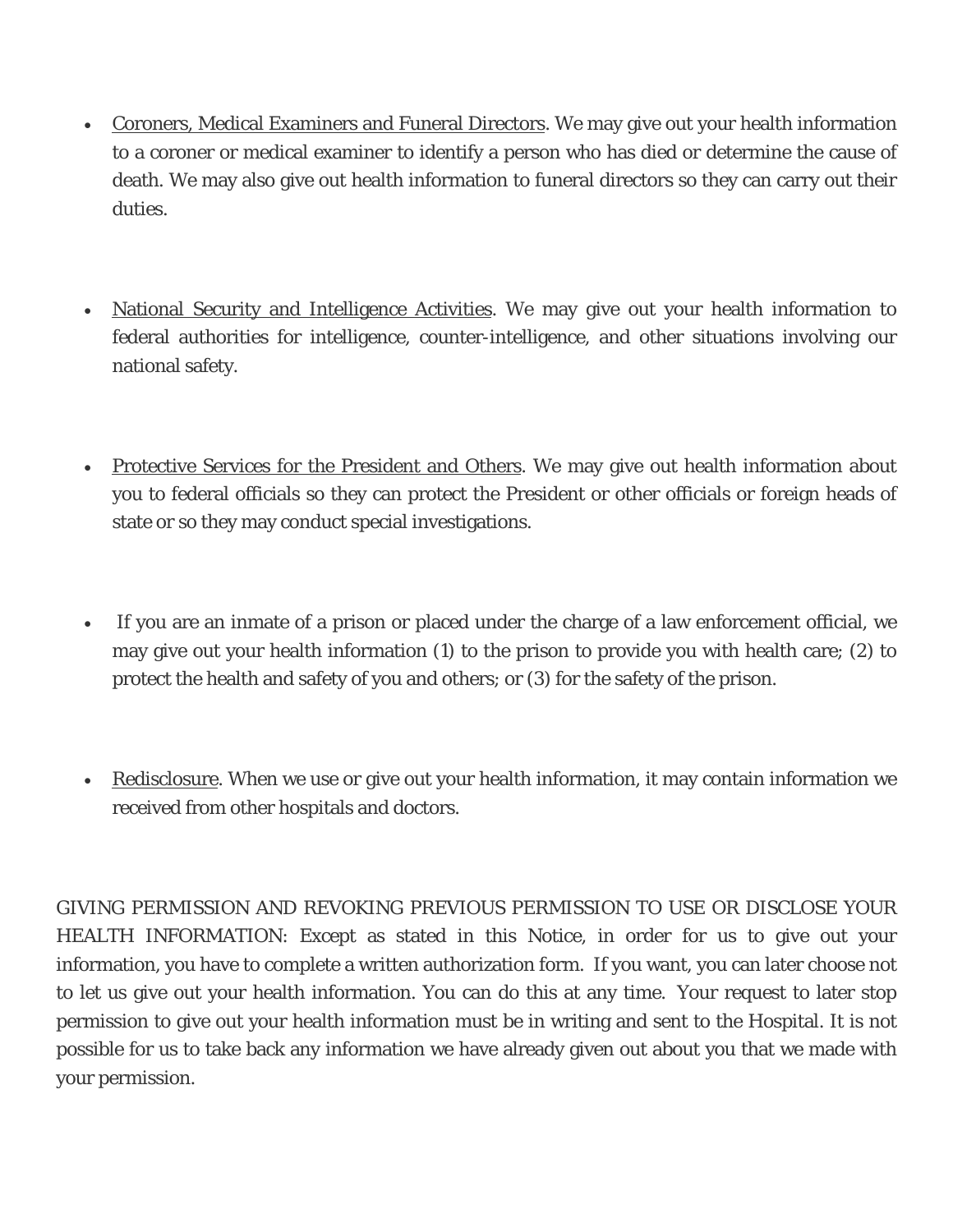- Coroners, Medical Examiners and Funeral Directors. We may give out your health information to a coroner or medical examiner to identify a person who has died or determine the cause of death. We may also give out health information to funeral directors so they can carry out their duties.

- National Security and Intelligence Activities. We may give out your health information to federal authorities for intelligence, counter-intelligence, and other situations involving our national safety.

- Protective Services for the President and Others. We may give out health information about you to federal officials so they can protect the President or other officials or foreign heads of state or so they may conduct special investigations.

- If you are an inmate of a prison or placed under the charge of a law enforcement official, we may give out your health information (1) to the prison to provide you with health care; (2) to protect the health and safety of you and others; or (3) for the safety of the prison.

- Redisclosure. When we use or give out your health information, it may contain information we received from other hospitals and doctors.

GIVING PERMISSION AND REVOKING PREVIOUS PERMISSION TO USE OR DISCLOSE YOUR HEALTH INFORMATION: Except as stated in this Notice, in order for us to give out your information, you have to complete a written authorization form. If you want, you can later choose not to let us give out your health information. You can do this at any time. Your request to later stop permission to give out your health information must be in writing and sent to the Hospital. It is not possible for us to take back any information we have already given out about you that we made with your permission.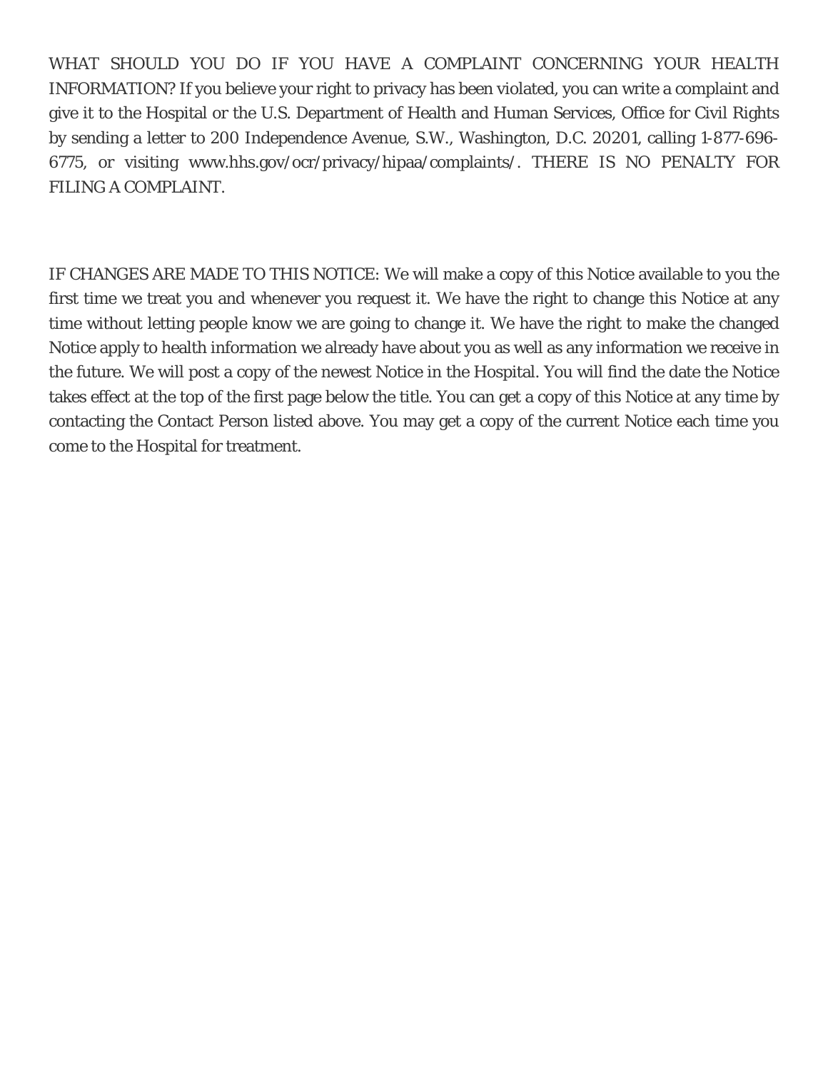WHAT SHOULD YOU DO IF YOU HAVE A COMPLAINT CONCERNING YOUR HEALTH INFORMATION? If you believe your right to privacy has been violated, you can write a complaint and give it to the Hospital or the U.S. Department of Health and Human Services, Office for Civil Rights by sending a letter to 200 Independence Avenue, S.W., Washington, D.C. 20201, calling 1-877-696-6775, or visiting www.hhs.gov/ocr/privacy/hipaa/complaints/. THERE IS NO PENALTY FOR FILING A COMPLAINT.

IF CHANGES ARE MADE TO THIS NOTICE: We will make a copy of this Notice available to you the first time we treat you and whenever you request it. We have the right to change this Notice at any time without letting people know we are going to change it. We have the right to make the changed Notice apply to health information we already have about you as well as any information we receive in the future. We will post a copy of the newest Notice in the Hospital. You will find the date the Notice takes effect at the top of the first page below the title. You can get a copy of this Notice at any time by contacting the Contact Person listed above. You may get a copy of the current Notice each time you come to the Hospital for treatment.